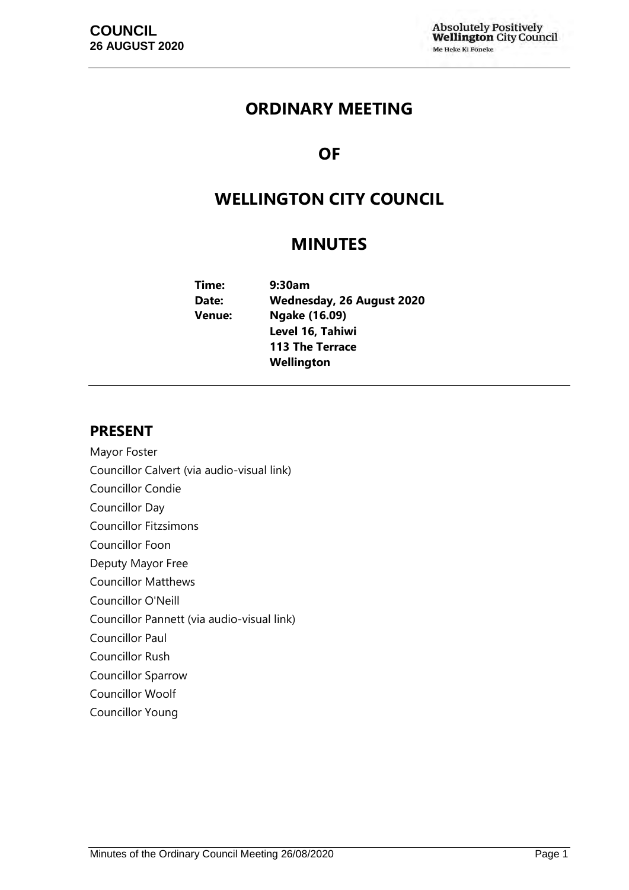**COUNCIL**
**26 AUGUST 2020**

# ORDINARY MEETING

# OF

# WELLINGTON CITY COUNCIL

# MINUTES

**Time:** 9:30am
**Date:** Wednesday, 26 August 2020
**Venue:** Ngake (16.09)
Level 16, Tahiwi
113 The Terrace
Wellington

## PRESENT

Mayor Foster
Councillor Calvert (via audio-visual link)
Councillor Condie
Councillor Day
Councillor Fitzsimons
Councillor Foon
Deputy Mayor Free
Councillor Matthews
Councillor O'Neill
Councillor Pannett (via audio-visual link)
Councillor Paul
Councillor Rush
Councillor Sparrow
Councillor Woolf
Councillor Young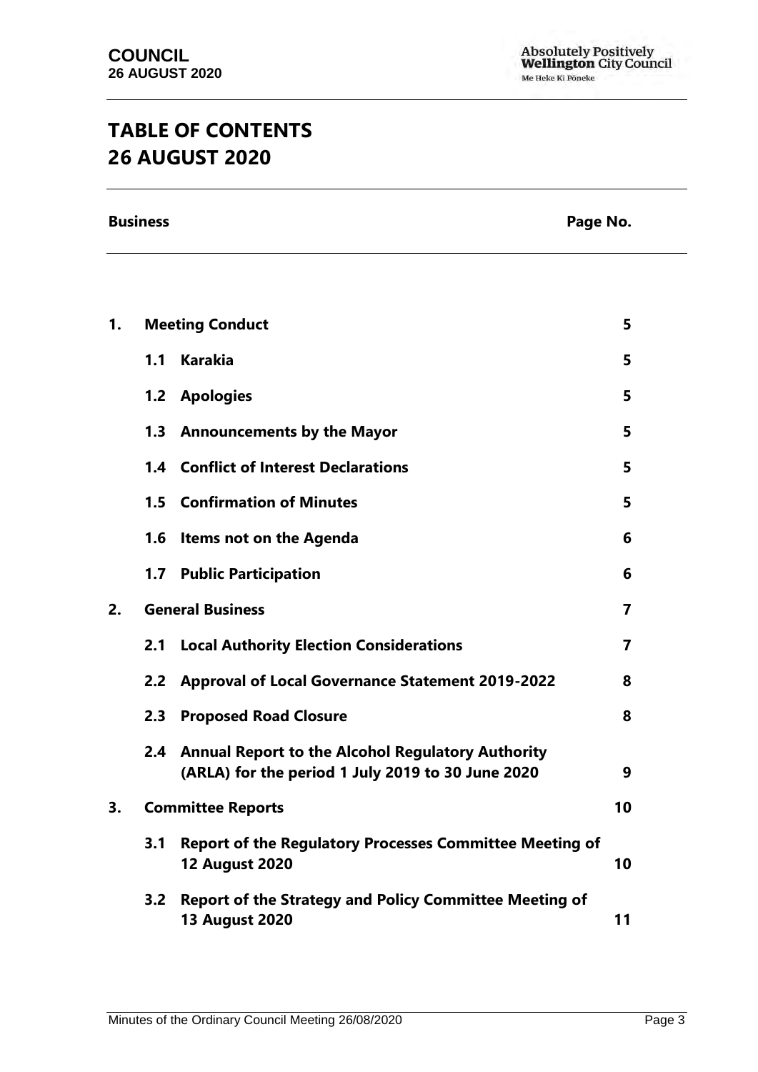# TABLE OF CONTENTS
# 26 AUGUST 2020

| Business | | | Page No. |
|---|---|---|---|
| **1.** | | **Meeting Conduct** | **5** |
| | **1.1** | **Karakia** | **5** |
| | **1.2** | **Apologies** | **5** |
| | **1.3** | **Announcements by the Mayor** | **5** |
| | **1.4** | **Conflict of Interest Declarations** | **5** |
| | **1.5** | **Confirmation of Minutes** | **5** |
| | **1.6** | **Items not on the Agenda** | **6** |
| | **1.7** | **Public Participation** | **6** |
| **2.** | | **General Business** | **7** |
| | **2.1** | **Local Authority Election Considerations** | **7** |
| | **2.2** | **Approval of Local Governance Statement 2019-2022** | **8** |
| | **2.3** | **Proposed Road Closure** | **8** |
| | **2.4** | **Annual Report to the Alcohol Regulatory Authority (ARLA) for the period 1 July 2019 to 30 June 2020** | **9** |
| **3.** | | **Committee Reports** | **10** |
| | **3.1** | **Report of the Regulatory Processes Committee Meeting of 12 August 2020** | **10** |
| | **3.2** | **Report of the Strategy and Policy Committee Meeting of 13 August 2020** | **11** |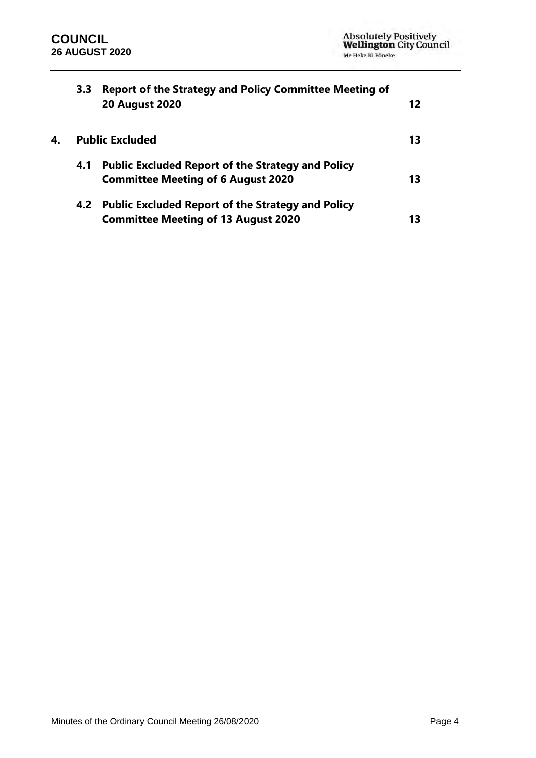| | | |
|---|---|---|
| **3.3** | **Report of the Strategy and Policy Committee Meeting of 20 August 2020** | **12** |
| **4.** | **Public Excluded** | **13** |
| **4.1** | **Public Excluded Report of the Strategy and Policy Committee Meeting of 6 August 2020** | **13** |
| **4.2** | **Public Excluded Report of the Strategy and Policy Committee Meeting of 13 August 2020** | **13** |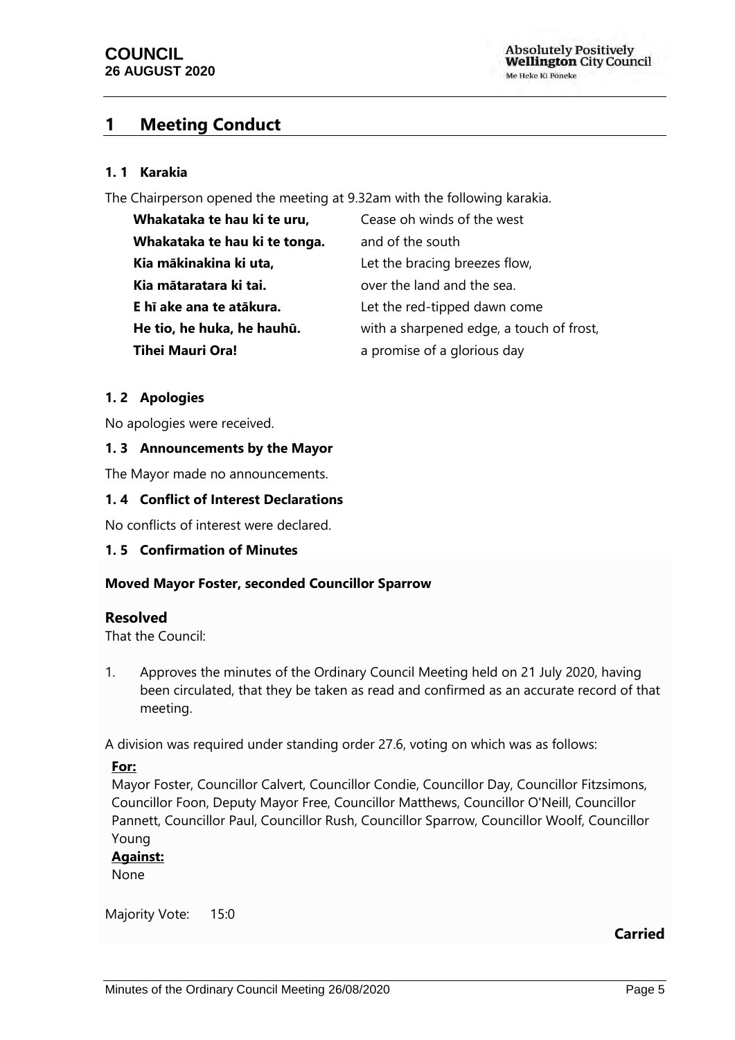# 1 Meeting Conduct

### 1. 1 Karakia

The Chairperson opened the meeting at 9.32am with the following karakia.

| | |
|---|---|
| **Whakataka te hau ki te uru,** | Cease oh winds of the west |
| **Whakataka te hau ki te tonga.** | and of the south |
| **Kia mākinakina ki uta,** | Let the bracing breezes flow, |
| **Kia mātaratara ki tai.** | over the land and the sea. |
| **E hī ake ana te atākura.** | Let the red-tipped dawn come |
| **He tio, he huka, he hauhū.** | with a sharpened edge, a touch of frost, |
| **Tihei Mauri Ora!** | a promise of a glorious day |

### 1. 2 Apologies

No apologies were received.

### 1. 3 Announcements by the Mayor

The Mayor made no announcements.

### 1. 4 Conflict of Interest Declarations

No conflicts of interest were declared.

### 1. 5 Confirmation of Minutes

**Moved Mayor Foster, seconded Councillor Sparrow**

**Resolved**

That the Council:

1. Approves the minutes of the Ordinary Council Meeting held on 21 July 2020, having been circulated, that they be taken as read and confirmed as an accurate record of that meeting.

A division was required under standing order 27.6, voting on which was as follows:

**For:**
Mayor Foster, Councillor Calvert, Councillor Condie, Councillor Day, Councillor Fitzsimons, Councillor Foon, Deputy Mayor Free, Councillor Matthews, Councillor O'Neill, Councillor Pannett, Councillor Paul, Councillor Rush, Councillor Sparrow, Councillor Woolf, Councillor Young

**Against:**
None

Majority Vote: 15:0

**Carried**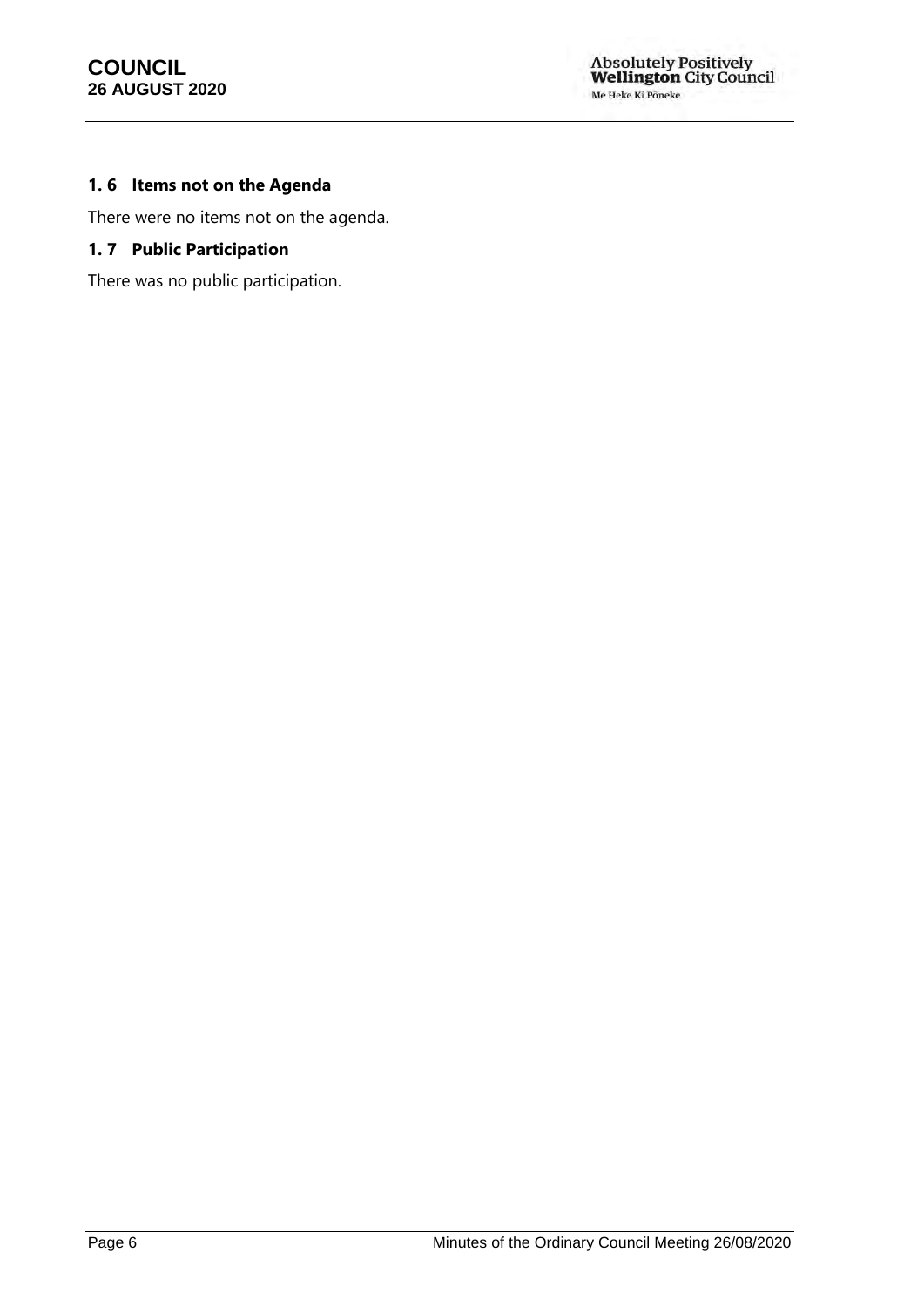### 1. 6 Items not on the Agenda

There were no items not on the agenda.

### 1. 7 Public Participation

There was no public participation.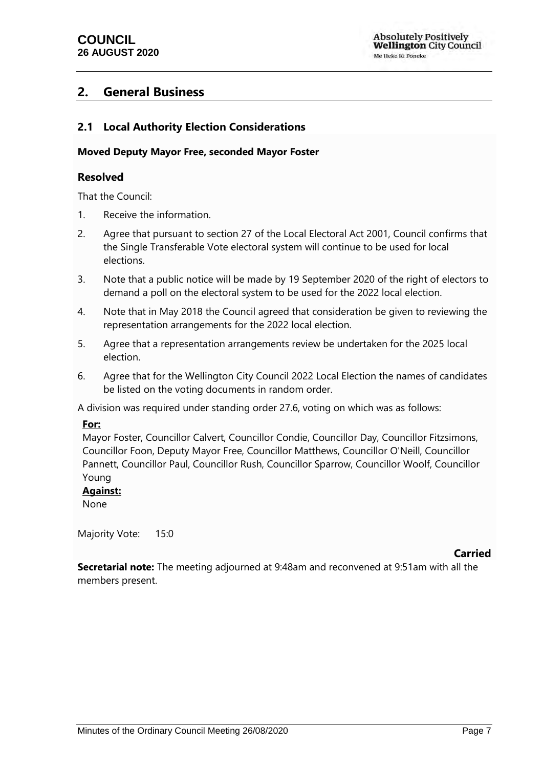## 2. General Business

### 2.1 Local Authority Election Considerations

**Moved Deputy Mayor Free, seconded Mayor Foster**

#### Resolved

That the Council:

1. Receive the information.
2. Agree that pursuant to section 27 of the Local Electoral Act 2001, Council confirms that the Single Transferable Vote electoral system will continue to be used for local elections.
3. Note that a public notice will be made by 19 September 2020 of the right of electors to demand a poll on the electoral system to be used for the 2022 local election.
4. Note that in May 2018 the Council agreed that consideration be given to reviewing the representation arrangements for the 2022 local election.
5. Agree that a representation arrangements review be undertaken for the 2025 local election.
6. Agree that for the Wellington City Council 2022 Local Election the names of candidates be listed on the voting documents in random order.

A division was required under standing order 27.6, voting on which was as follows:

**For:**
Mayor Foster, Councillor Calvert, Councillor Condie, Councillor Day, Councillor Fitzsimons, Councillor Foon, Deputy Mayor Free, Councillor Matthews, Councillor O'Neill, Councillor Pannett, Councillor Paul, Councillor Rush, Councillor Sparrow, Councillor Woolf, Councillor Young

**Against:**
None

Majority Vote: 15:0

**Carried**

**Secretarial note:** The meeting adjourned at 9:48am and reconvened at 9:51am with all the members present.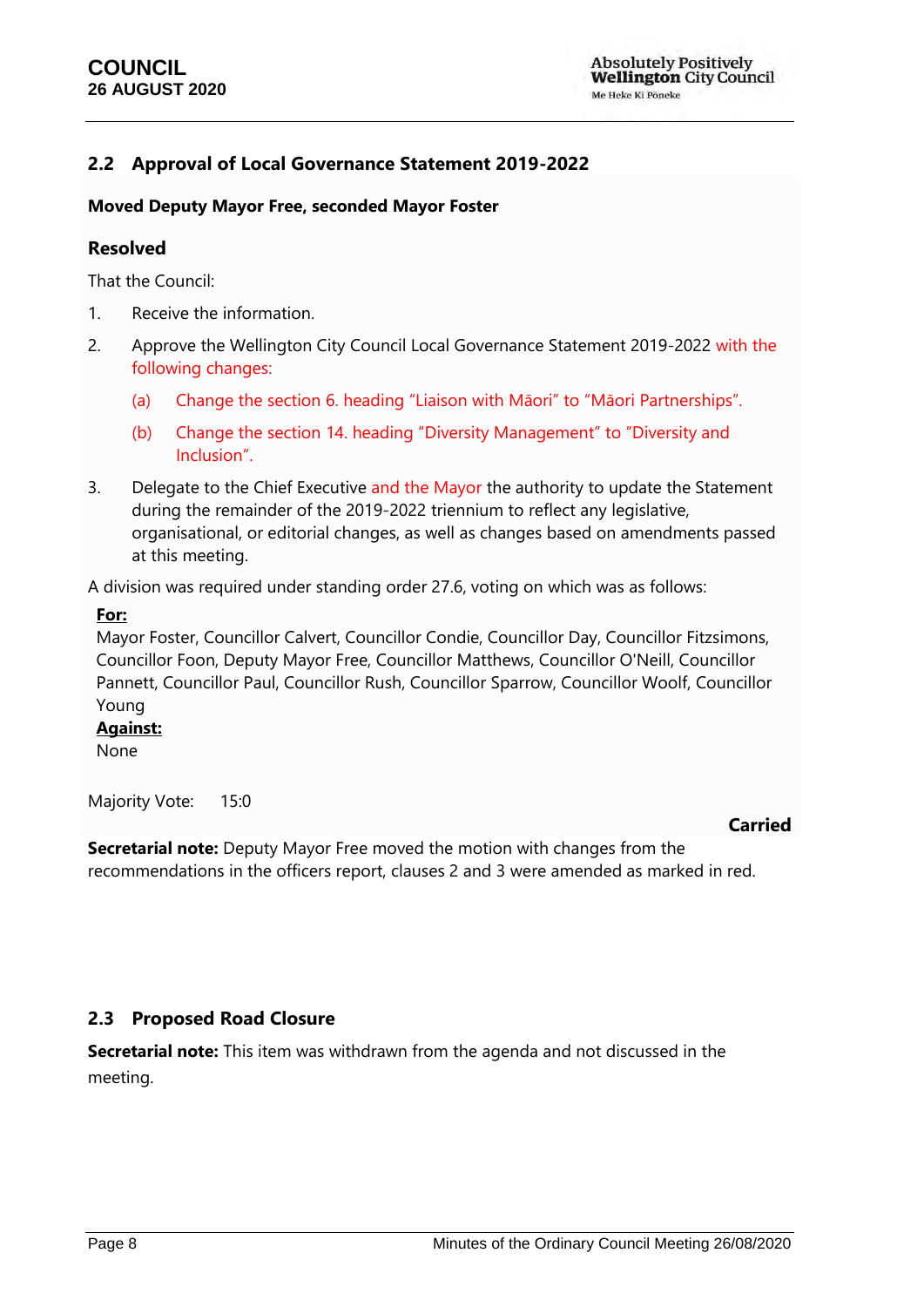## 2.2 Approval of Local Governance Statement 2019-2022

**Moved Deputy Mayor Free, seconded Mayor Foster**

### Resolved

That the Council:

1. Receive the information.
2. Approve the Wellington City Council Local Governance Statement 2019-2022 with the following changes:
   (a) Change the section 6. heading "Liaison with Māori" to "Māori Partnerships".
   (b) Change the section 14. heading "Diversity Management" to "Diversity and Inclusion".
3. Delegate to the Chief Executive and the Mayor the authority to update the Statement during the remainder of the 2019-2022 triennium to reflect any legislative, organisational, or editorial changes, as well as changes based on amendments passed at this meeting.

A division was required under standing order 27.6, voting on which was as follows:

**For:**
Mayor Foster, Councillor Calvert, Councillor Condie, Councillor Day, Councillor Fitzsimons, Councillor Foon, Deputy Mayor Free, Councillor Matthews, Councillor O'Neill, Councillor Pannett, Councillor Paul, Councillor Rush, Councillor Sparrow, Councillor Woolf, Councillor Young

**Against:**
None

Majority Vote: 15:0

**Carried**

**Secretarial note:** Deputy Mayor Free moved the motion with changes from the recommendations in the officers report, clauses 2 and 3 were amended as marked in red.

## 2.3 Proposed Road Closure

**Secretarial note:** This item was withdrawn from the agenda and not discussed in the meeting.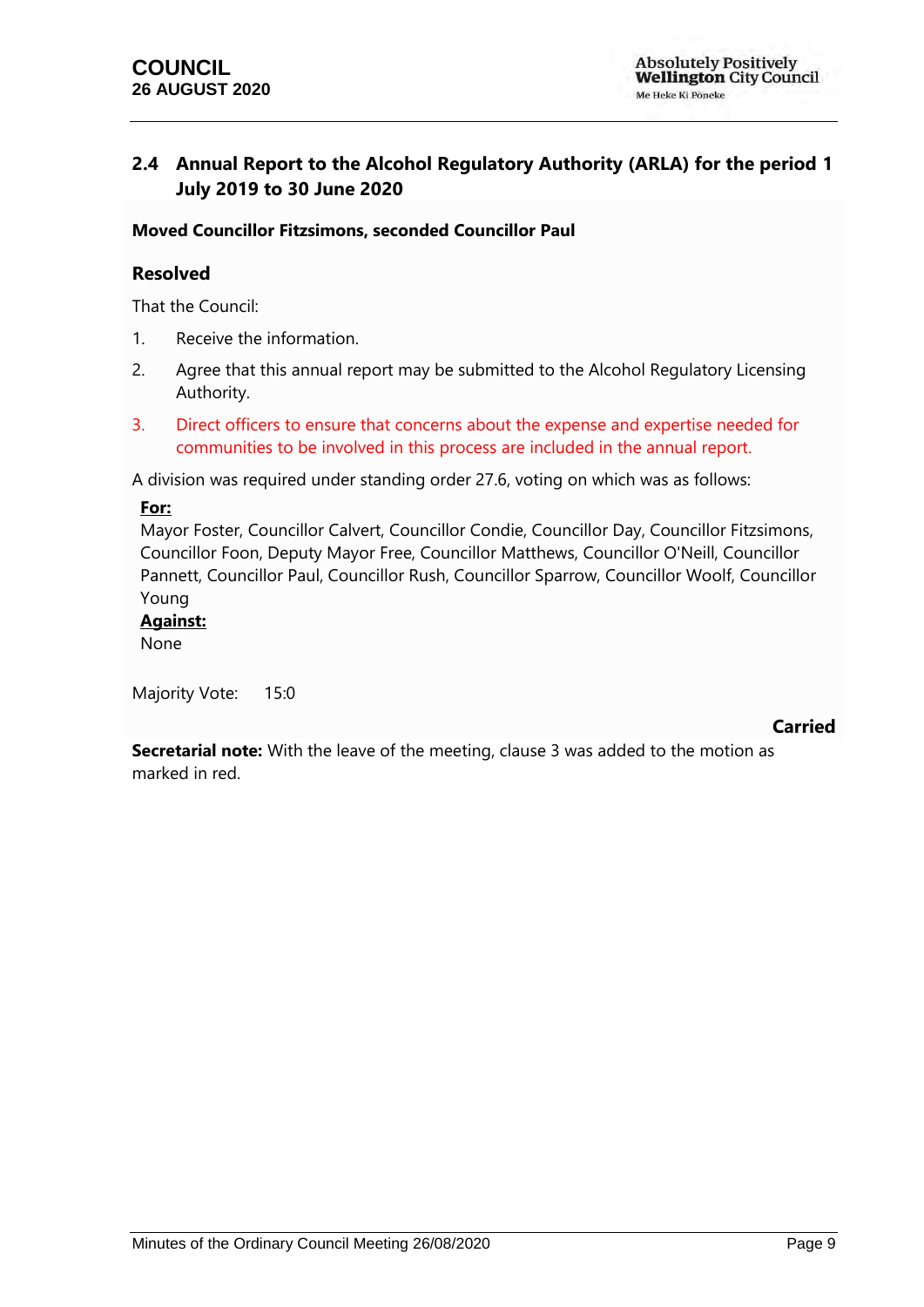## 2.4 Annual Report to the Alcohol Regulatory Authority (ARLA) for the period 1 July 2019 to 30 June 2020

**Moved Councillor Fitzsimons, seconded Councillor Paul**

### Resolved

That the Council:

1. Receive the information.
2. Agree that this annual report may be submitted to the Alcohol Regulatory Licensing Authority.
3. Direct officers to ensure that concerns about the expense and expertise needed for communities to be involved in this process are included in the annual report.

A division was required under standing order 27.6, voting on which was as follows:

**For:**
Mayor Foster, Councillor Calvert, Councillor Condie, Councillor Day, Councillor Fitzsimons, Councillor Foon, Deputy Mayor Free, Councillor Matthews, Councillor O'Neill, Councillor Pannett, Councillor Paul, Councillor Rush, Councillor Sparrow, Councillor Woolf, Councillor Young

**Against:**
None

Majority Vote: 15:0

**Carried**

**Secretarial note:** With the leave of the meeting, clause 3 was added to the motion as marked in red.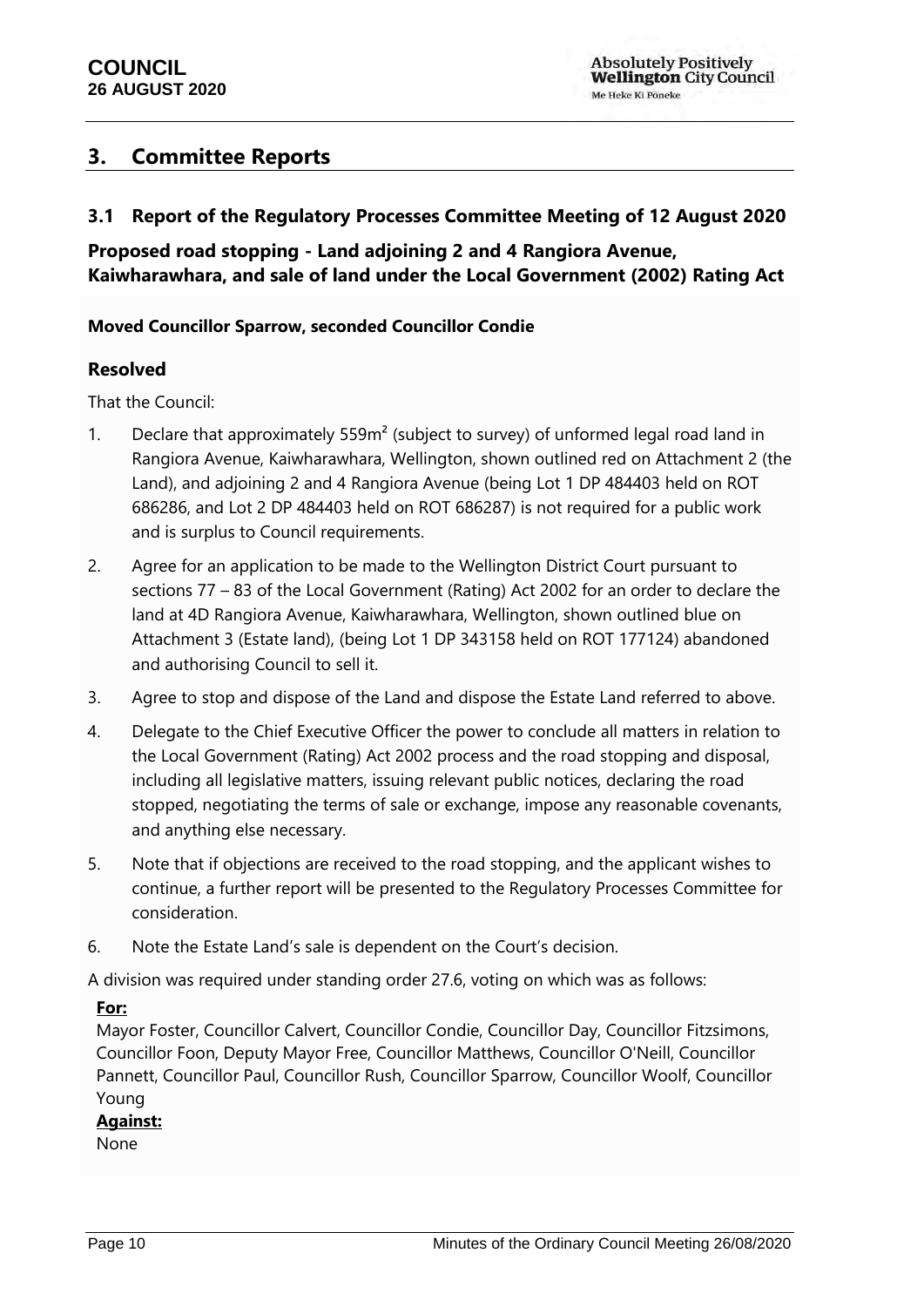## 3. Committee Reports

### 3.1 Report of the Regulatory Processes Committee Meeting of 12 August 2020

**Proposed road stopping - Land adjoining 2 and 4 Rangiora Avenue, Kaiwharawhara, and sale of land under the Local Government (2002) Rating Act**

**Moved Councillor Sparrow, seconded Councillor Condie**

### Resolved

That the Council:

1. Declare that approximately 559m² (subject to survey) of unformed legal road land in Rangiora Avenue, Kaiwharawhara, Wellington, shown outlined red on Attachment 2 (the Land), and adjoining 2 and 4 Rangiora Avenue (being Lot 1 DP 484403 held on ROT 686286, and Lot 2 DP 484403 held on ROT 686287) is not required for a public work and is surplus to Council requirements.
2. Agree for an application to be made to the Wellington District Court pursuant to sections 77 – 83 of the Local Government (Rating) Act 2002 for an order to declare the land at 4D Rangiora Avenue, Kaiwharawhara, Wellington, shown outlined blue on Attachment 3 (Estate land), (being Lot 1 DP 343158 held on ROT 177124) abandoned and authorising Council to sell it.
3. Agree to stop and dispose of the Land and dispose the Estate Land referred to above.
4. Delegate to the Chief Executive Officer the power to conclude all matters in relation to the Local Government (Rating) Act 2002 process and the road stopping and disposal, including all legislative matters, issuing relevant public notices, declaring the road stopped, negotiating the terms of sale or exchange, impose any reasonable covenants, and anything else necessary.
5. Note that if objections are received to the road stopping, and the applicant wishes to continue, a further report will be presented to the Regulatory Processes Committee for consideration.
6. Note the Estate Land's sale is dependent on the Court's decision.

A division was required under standing order 27.6, voting on which was as follows:

**For:**
Mayor Foster, Councillor Calvert, Councillor Condie, Councillor Day, Councillor Fitzsimons, Councillor Foon, Deputy Mayor Free, Councillor Matthews, Councillor O'Neill, Councillor Pannett, Councillor Paul, Councillor Rush, Councillor Sparrow, Councillor Woolf, Councillor Young

**Against:**
None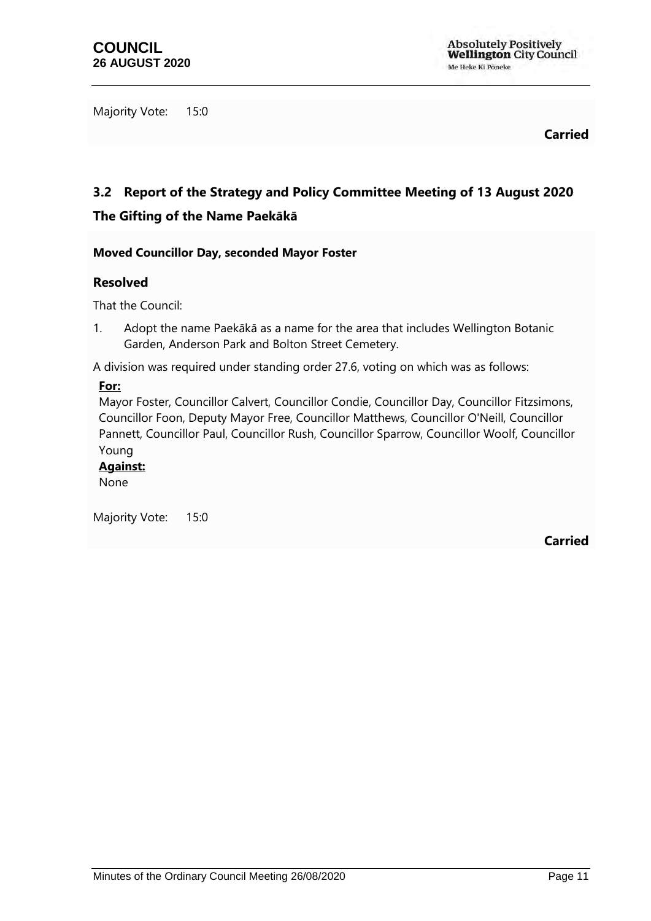Majority Vote: 15:0

**Carried**

## 3.2 Report of the Strategy and Policy Committee Meeting of 13 August 2020

### The Gifting of the Name Paekākā

**Moved Councillor Day, seconded Mayor Foster**

### Resolved

That the Council:

1. Adopt the name Paekākā as a name for the area that includes Wellington Botanic Garden, Anderson Park and Bolton Street Cemetery.

A division was required under standing order 27.6, voting on which was as follows:

**For:**

Mayor Foster, Councillor Calvert, Councillor Condie, Councillor Day, Councillor Fitzsimons, Councillor Foon, Deputy Mayor Free, Councillor Matthews, Councillor O'Neill, Councillor Pannett, Councillor Paul, Councillor Rush, Councillor Sparrow, Councillor Woolf, Councillor Young

**Against:**

None

Majority Vote: 15:0

**Carried**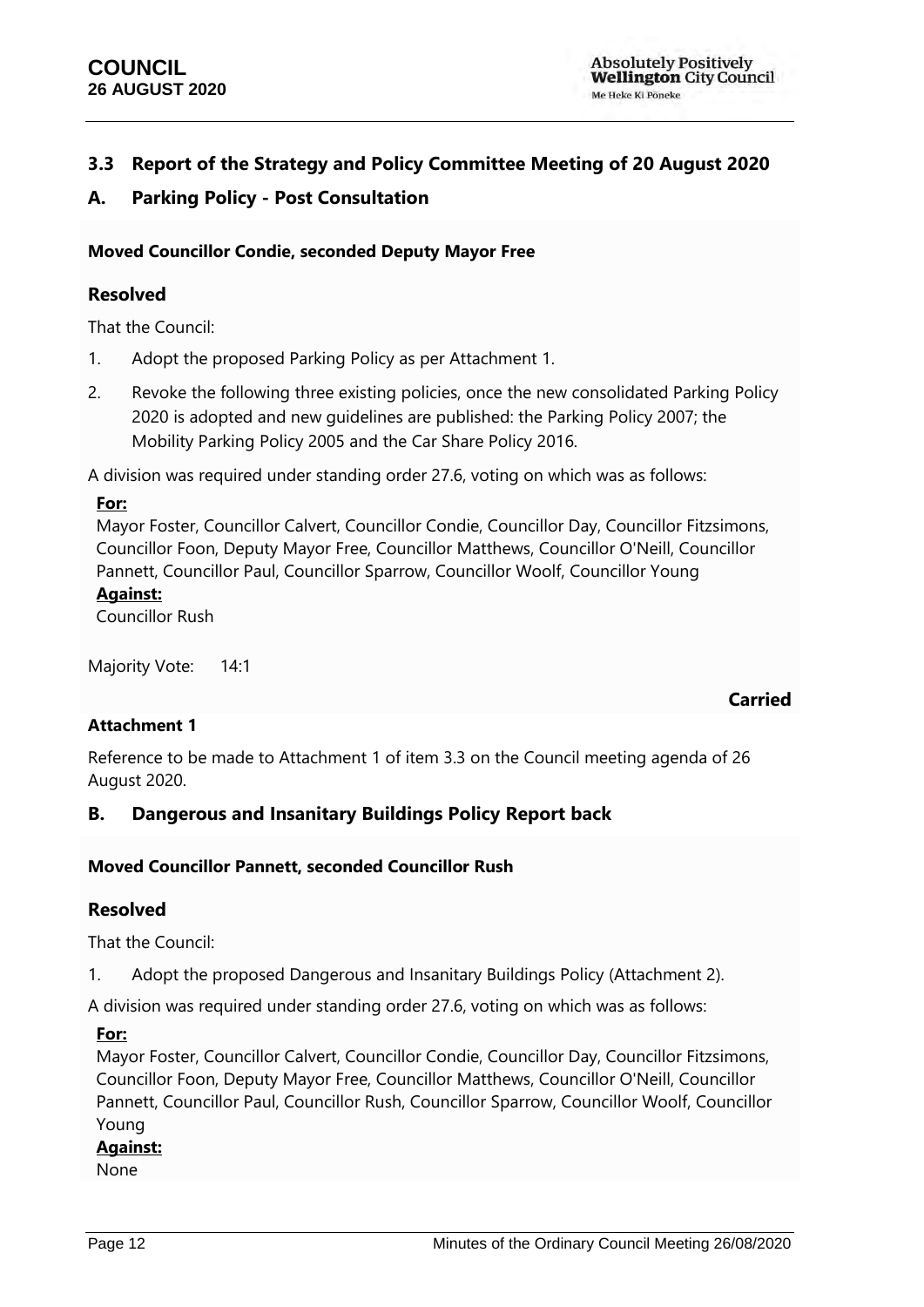## 3.3 Report of the Strategy and Policy Committee Meeting of 20 August 2020

### A. Parking Policy - Post Consultation

**Moved Councillor Condie, seconded Deputy Mayor Free**

#### Resolved

That the Council:

1. Adopt the proposed Parking Policy as per Attachment 1.
2. Revoke the following three existing policies, once the new consolidated Parking Policy 2020 is adopted and new guidelines are published: the Parking Policy 2007; the Mobility Parking Policy 2005 and the Car Share Policy 2016.

A division was required under standing order 27.6, voting on which was as follows:

**For:**
Mayor Foster, Councillor Calvert, Councillor Condie, Councillor Day, Councillor Fitzsimons, Councillor Foon, Deputy Mayor Free, Councillor Matthews, Councillor O'Neill, Councillor Pannett, Councillor Paul, Councillor Sparrow, Councillor Woolf, Councillor Young

**Against:**
Councillor Rush

Majority Vote: 14:1

**Carried**

**Attachment 1**

Reference to be made to Attachment 1 of item 3.3 on the Council meeting agenda of 26 August 2020.

### B. Dangerous and Insanitary Buildings Policy Report back

**Moved Councillor Pannett, seconded Councillor Rush**

#### Resolved

That the Council:

1. Adopt the proposed Dangerous and Insanitary Buildings Policy (Attachment 2).

A division was required under standing order 27.6, voting on which was as follows:

**For:**
Mayor Foster, Councillor Calvert, Councillor Condie, Councillor Day, Councillor Fitzsimons, Councillor Foon, Deputy Mayor Free, Councillor Matthews, Councillor O'Neill, Councillor Pannett, Councillor Paul, Councillor Rush, Councillor Sparrow, Councillor Woolf, Councillor Young

**Against:**
None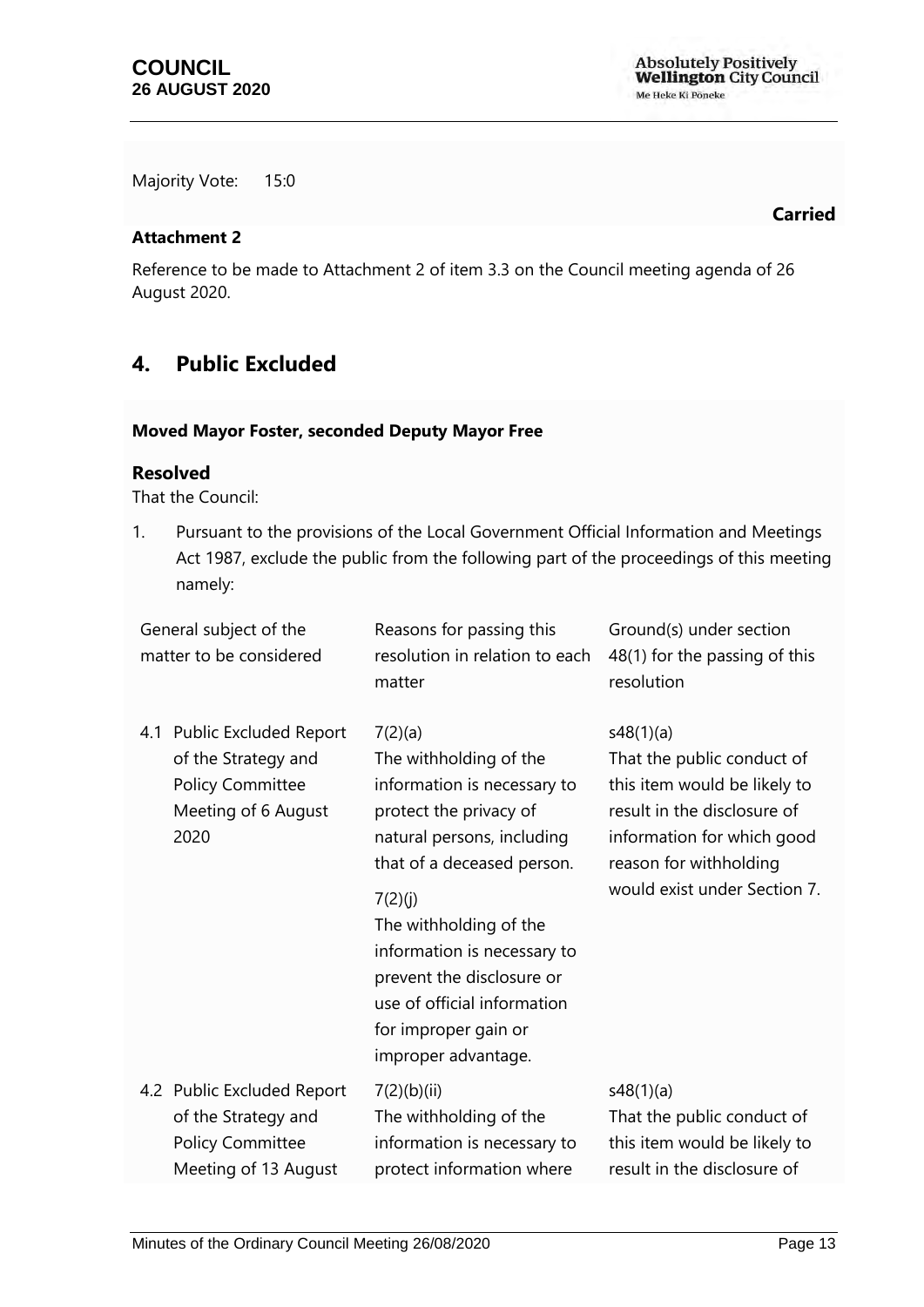Majority Vote: 15:0

**Carried**

**Attachment 2**

Reference to be made to Attachment 2 of item 3.3 on the Council meeting agenda of 26 August 2020.

## 4. Public Excluded

**Moved Mayor Foster, seconded Deputy Mayor Free**

### Resolved

That the Council:

1. Pursuant to the provisions of the Local Government Official Information and Meetings Act 1987, exclude the public from the following part of the proceedings of this meeting namely:

| General subject of the matter to be considered | Reasons for passing this resolution in relation to each matter | Ground(s) under section 48(1) for the passing of this resolution |
|---|---|---|
| 4.1 Public Excluded Report of the Strategy and Policy Committee Meeting of 6 August 2020 | 7(2)(a) The withholding of the information is necessary to protect the privacy of natural persons, including that of a deceased person.<br><br>7(2)(j) The withholding of the information is necessary to prevent the disclosure or use of official information for improper gain or improper advantage. | s48(1)(a) That the public conduct of this item would be likely to result in the disclosure of information for which good reason for withholding would exist under Section 7. |
| 4.2 Public Excluded Report of the Strategy and Policy Committee Meeting of 13 August | 7(2)(b)(ii) The withholding of the information is necessary to protect information where | s48(1)(a) That the public conduct of this item would be likely to result in the disclosure of |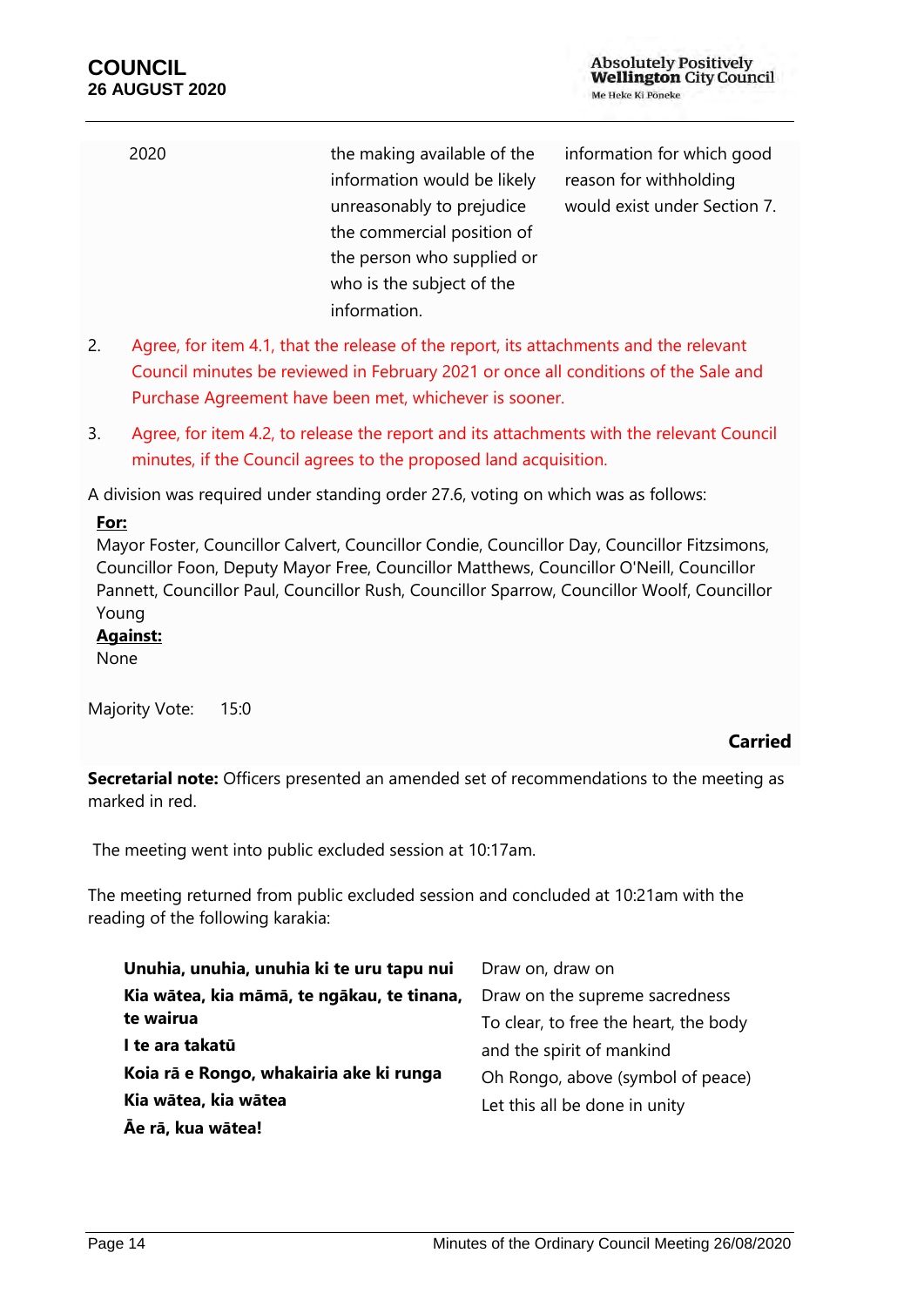| 2020 | the making available of the information would be likely unreasonably to prejudice the commercial position of the person who supplied or who is the subject of the information. | information for which good reason for withholding would exist under Section 7. |
|---|---|---|

2. Agree, for item 4.1, that the release of the report, its attachments and the relevant Council minutes be reviewed in February 2021 or once all conditions of the Sale and Purchase Agreement have been met, whichever is sooner.

3. Agree, for item 4.2, to release the report and its attachments with the relevant Council minutes, if the Council agrees to the proposed land acquisition.

A division was required under standing order 27.6, voting on which was as follows:

**For:**
Mayor Foster, Councillor Calvert, Councillor Condie, Councillor Day, Councillor Fitzsimons, Councillor Foon, Deputy Mayor Free, Councillor Matthews, Councillor O'Neill, Councillor Pannett, Councillor Paul, Councillor Rush, Councillor Sparrow, Councillor Woolf, Councillor Young

**Against:**
None

Majority Vote: 15:0

**Carried**

**Secretarial note:** Officers presented an amended set of recommendations to the meeting as marked in red.

The meeting went into public excluded session at 10:17am.

The meeting returned from public excluded session and concluded at 10:21am with the reading of the following karakia:

| | |
|---|---|
| **Unuhia, unuhia, unuhia ki te uru tapu nui** | Draw on, draw on |
| **Kia wātea, kia māmā, te ngākau, te tinana, te wairua** | Draw on the supreme sacredness |
| **I te ara takatū** | To clear, to free the heart, the body |
| **Koia rā e Rongo, whakairia ake ki runga** | and the spirit of mankind |
| **Kia wātea, kia wātea** | Oh Rongo, above (symbol of peace) |
| **Āe rā, kua wātea!** | Let this all be done in unity |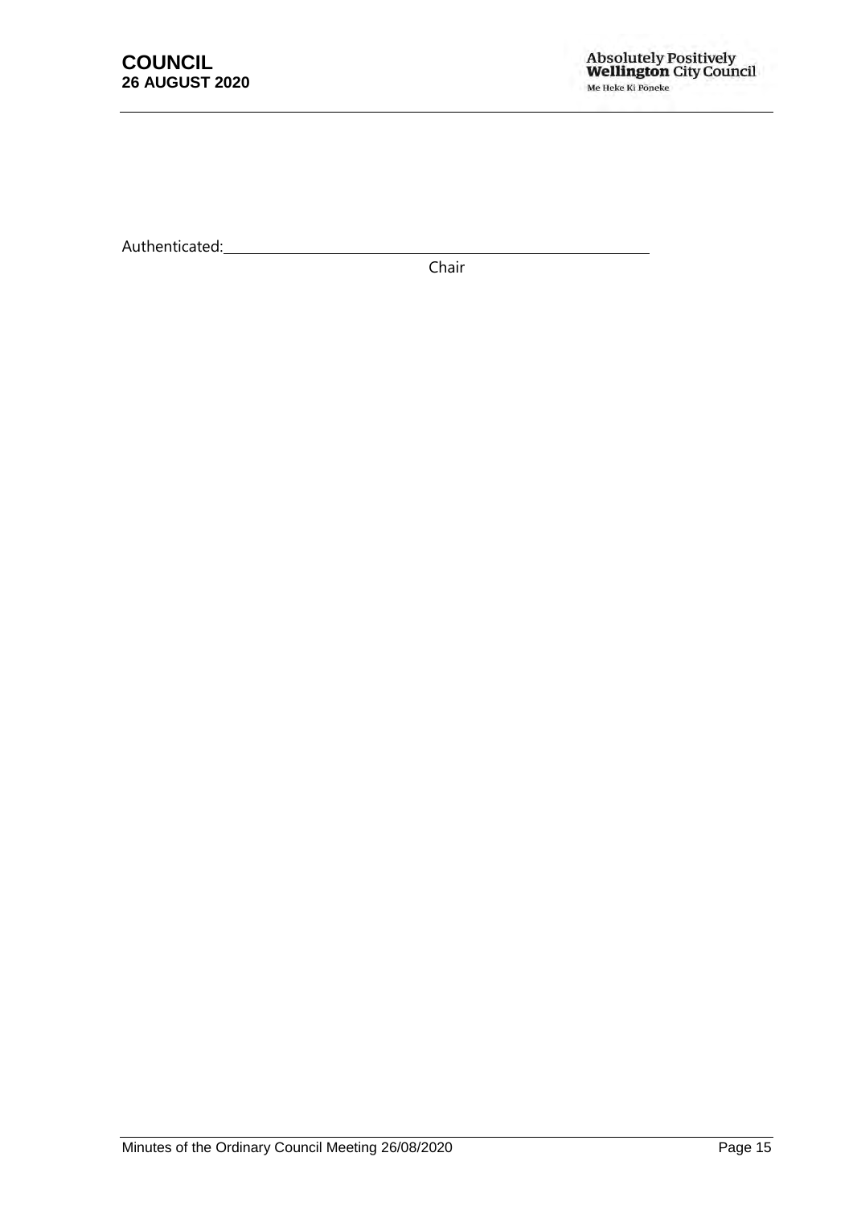Authenticated: _______________________________________________

Chair